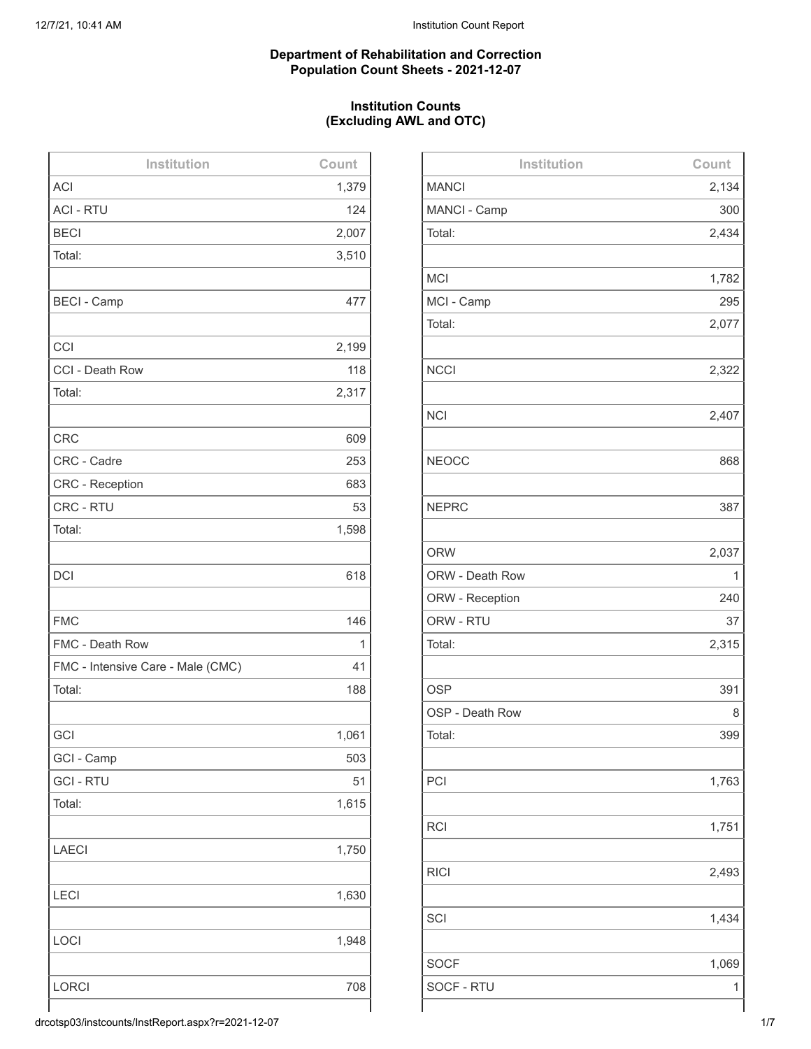**Department of Rehabilitation and Correction**
**Population Count Sheets - 2021-12-07**

**Institution Counts**
**(Excluding AWL and OTC)**

| Institution | Count |
| --- | --- |
| ACI | 1,379 |
| ACI - RTU | 124 |
| BECI | 2,007 |
| Total: | 3,510 |
| | |
| BECI - Camp | 477 |
| | |
| CCI | 2,199 |
| CCI - Death Row | 118 |
| Total: | 2,317 |
| | |
| CRC | 609 |
| CRC - Cadre | 253 |
| CRC - Reception | 683 |
| CRC - RTU | 53 |
| Total: | 1,598 |
| | |
| DCI | 618 |
| | |
| FMC | 146 |
| FMC - Death Row | 1 |
| FMC - Intensive Care - Male (CMC) | 41 |
| Total: | 188 |
| | |
| GCI | 1,061 |
| GCI - Camp | 503 |
| GCI - RTU | 51 |
| Total: | 1,615 |
| | |
| LAECI | 1,750 |
| | |
| LECI | 1,630 |
| | |
| LOCI | 1,948 |
| | |
| LORCI | 708 |

| Institution | Count |
| --- | --- |
| MANCI | 2,134 |
| MANCI - Camp | 300 |
| Total: | 2,434 |
| | |
| MCI | 1,782 |
| MCI - Camp | 295 |
| Total: | 2,077 |
| | |
| NCCI | 2,322 |
| | |
| NCI | 2,407 |
| | |
| NEOCC | 868 |
| | |
| NEPRC | 387 |
| | |
| ORW | 2,037 |
| ORW - Death Row | 1 |
| ORW - Reception | 240 |
| ORW - RTU | 37 |
| Total: | 2,315 |
| | |
| OSP | 391 |
| OSP - Death Row | 8 |
| Total: | 399 |
| | |
| PCI | 1,763 |
| | |
| RCI | 1,751 |
| | |
| RICI | 2,493 |
| | |
| SCI | 1,434 |
| | |
| SOCF | 1,069 |
| SOCF - RTU | 1 |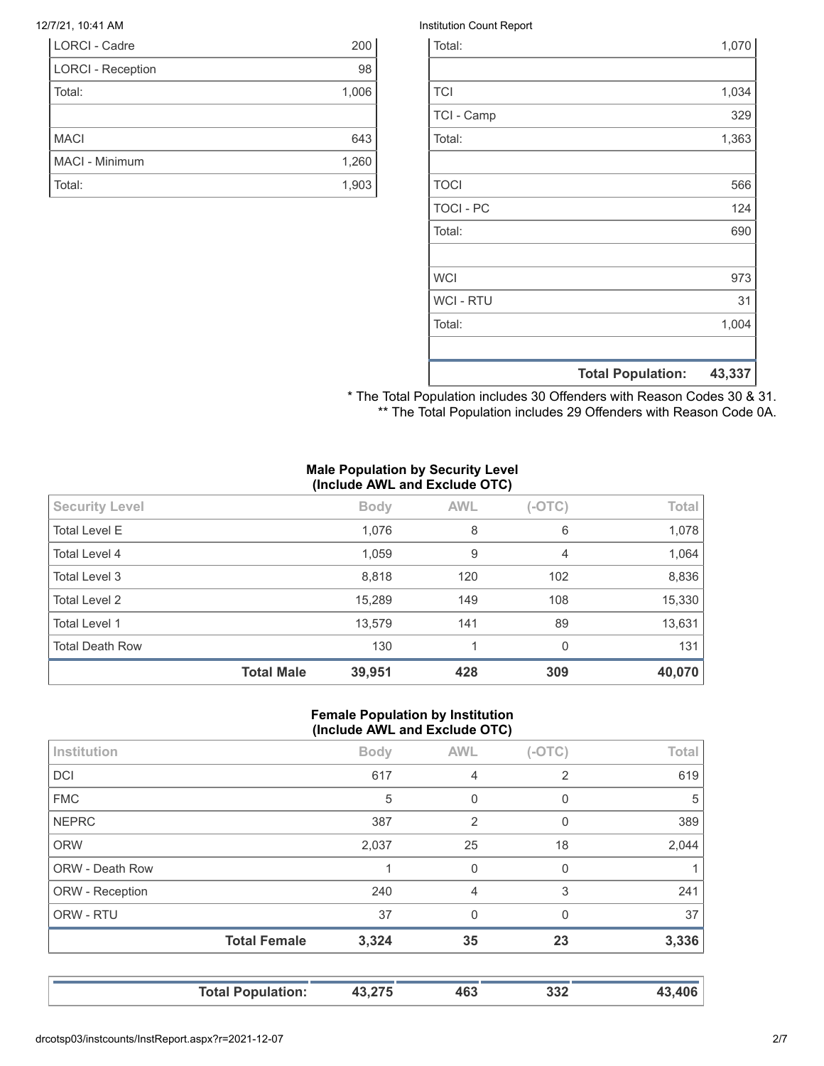| | |
|---|---|
| LORCI - Cadre | 200 |
| LORCI - Reception | 98 |
| Total: | 1,006 |
| | |
| MACI | 643 |
| MACI - Minimum | 1,260 |
| Total: | 1,903 |

| | |
|---|---|
| Total: | 1,070 |
| | |
| TCI | 1,034 |
| TCI - Camp | 329 |
| Total: | 1,363 |
| | |
| TOCI | 566 |
| TOCI - PC | 124 |
| Total: | 690 |
| | |
| WCI | 973 |
| WCI - RTU | 31 |
| Total: | 1,004 |
| | |
| **Total Population:** | **43,337** |

* The Total Population includes 30 Offenders with Reason Codes 30 & 31.
** The Total Population includes 29 Offenders with Reason Code 0A.

**Male Population by Security Level (Include AWL and Exclude OTC)**

| Security Level | Body | AWL | (-OTC) | Total |
|---|---|---|---|---|
| Total Level E | 1,076 | 8 | 6 | 1,078 |
| Total Level 4 | 1,059 | 9 | 4 | 1,064 |
| Total Level 3 | 8,818 | 120 | 102 | 8,836 |
| Total Level 2 | 15,289 | 149 | 108 | 15,330 |
| Total Level 1 | 13,579 | 141 | 89 | 13,631 |
| Total Death Row | 130 | 1 | 0 | 131 |
| **Total Male** | **39,951** | **428** | **309** | **40,070** |

**Female Population by Institution (Include AWL and Exclude OTC)**

| Institution | Body | AWL | (-OTC) | Total |
|---|---|---|---|---|
| DCI | 617 | 4 | 2 | 619 |
| FMC | 5 | 0 | 0 | 5 |
| NEPRC | 387 | 2 | 0 | 389 |
| ORW | 2,037 | 25 | 18 | 2,044 |
| ORW - Death Row | 1 | 0 | 0 | 1 |
| ORW - Reception | 240 | 4 | 3 | 241 |
| ORW - RTU | 37 | 0 | 0 | 37 |
| **Total Female** | **3,324** | **35** | **23** | **3,336** |

| | | | | |
|---|---|---|---|---|
| **Total Population:** | **43,275** | **463** | **332** | **43,406** |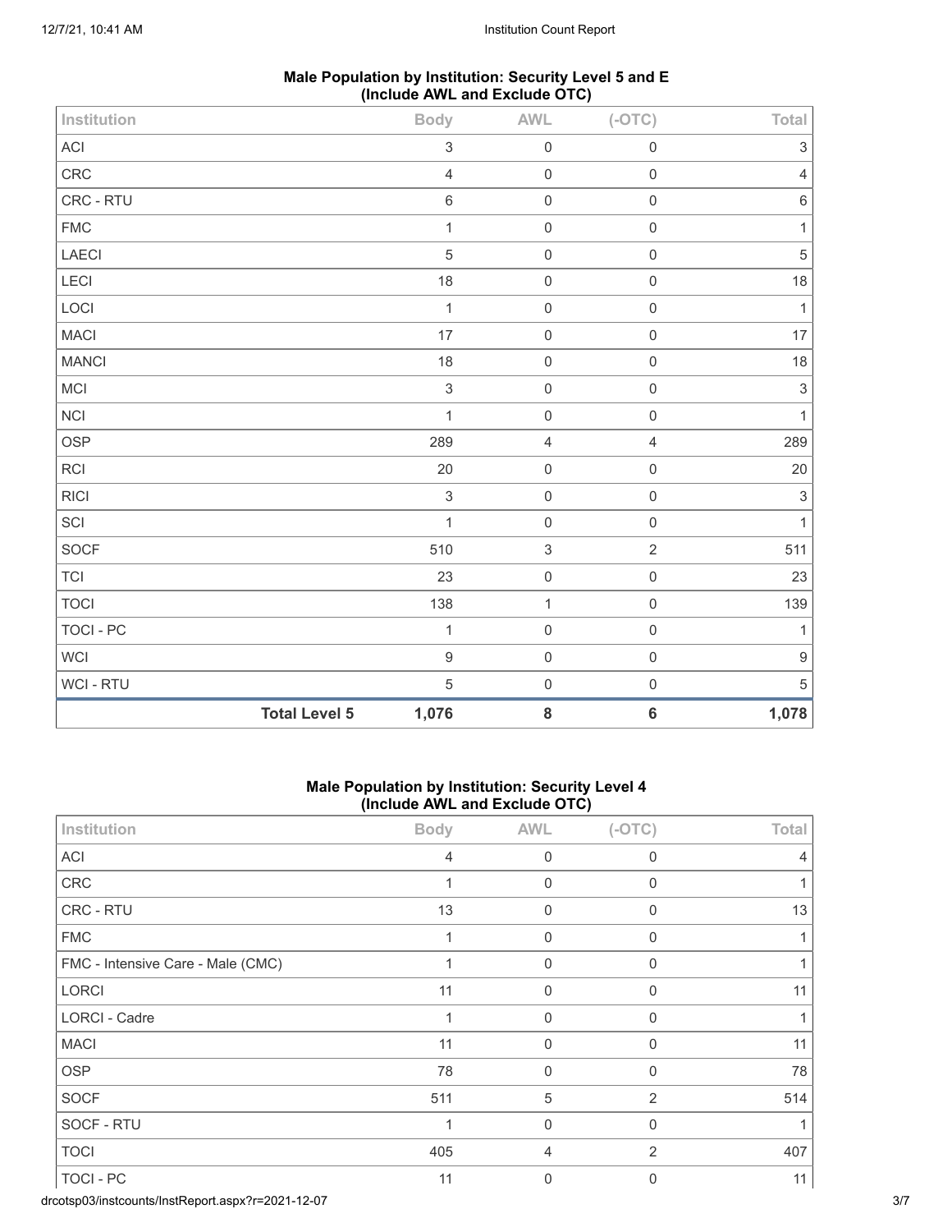**Male Population by Institution: Security Level 5 and E (Include AWL and Exclude OTC)**

| Institution | Body | AWL | (-OTC) | Total |
|---|---|---|---|---|
| ACI | 3 | 0 | 0 | 3 |
| CRC | 4 | 0 | 0 | 4 |
| CRC - RTU | 6 | 0 | 0 | 6 |
| FMC | 1 | 0 | 0 | 1 |
| LAECI | 5 | 0 | 0 | 5 |
| LECI | 18 | 0 | 0 | 18 |
| LOCI | 1 | 0 | 0 | 1 |
| MACI | 17 | 0 | 0 | 17 |
| MANCI | 18 | 0 | 0 | 18 |
| MCI | 3 | 0 | 0 | 3 |
| NCI | 1 | 0 | 0 | 1 |
| OSP | 289 | 4 | 4 | 289 |
| RCI | 20 | 0 | 0 | 20 |
| RICI | 3 | 0 | 0 | 3 |
| SCI | 1 | 0 | 0 | 1 |
| SOCF | 510 | 3 | 2 | 511 |
| TCI | 23 | 0 | 0 | 23 |
| TOCI | 138 | 1 | 0 | 139 |
| TOCI - PC | 1 | 0 | 0 | 1 |
| WCI | 9 | 0 | 0 | 9 |
| WCI - RTU | 5 | 0 | 0 | 5 |
| **Total Level 5** | **1,076** | **8** | **6** | **1,078** |

**Male Population by Institution: Security Level 4 (Include AWL and Exclude OTC)**

| Institution | Body | AWL | (-OTC) | Total |
|---|---|---|---|---|
| ACI | 4 | 0 | 0 | 4 |
| CRC | 1 | 0 | 0 | 1 |
| CRC - RTU | 13 | 0 | 0 | 13 |
| FMC | 1 | 0 | 0 | 1 |
| FMC - Intensive Care - Male (CMC) | 1 | 0 | 0 | 1 |
| LORCI | 11 | 0 | 0 | 11 |
| LORCI - Cadre | 1 | 0 | 0 | 1 |
| MACI | 11 | 0 | 0 | 11 |
| OSP | 78 | 0 | 0 | 78 |
| SOCF | 511 | 5 | 2 | 514 |
| SOCF - RTU | 1 | 0 | 0 | 1 |
| TOCI | 405 | 4 | 2 | 407 |
| TOCI - PC | 11 | 0 | 0 | 11 |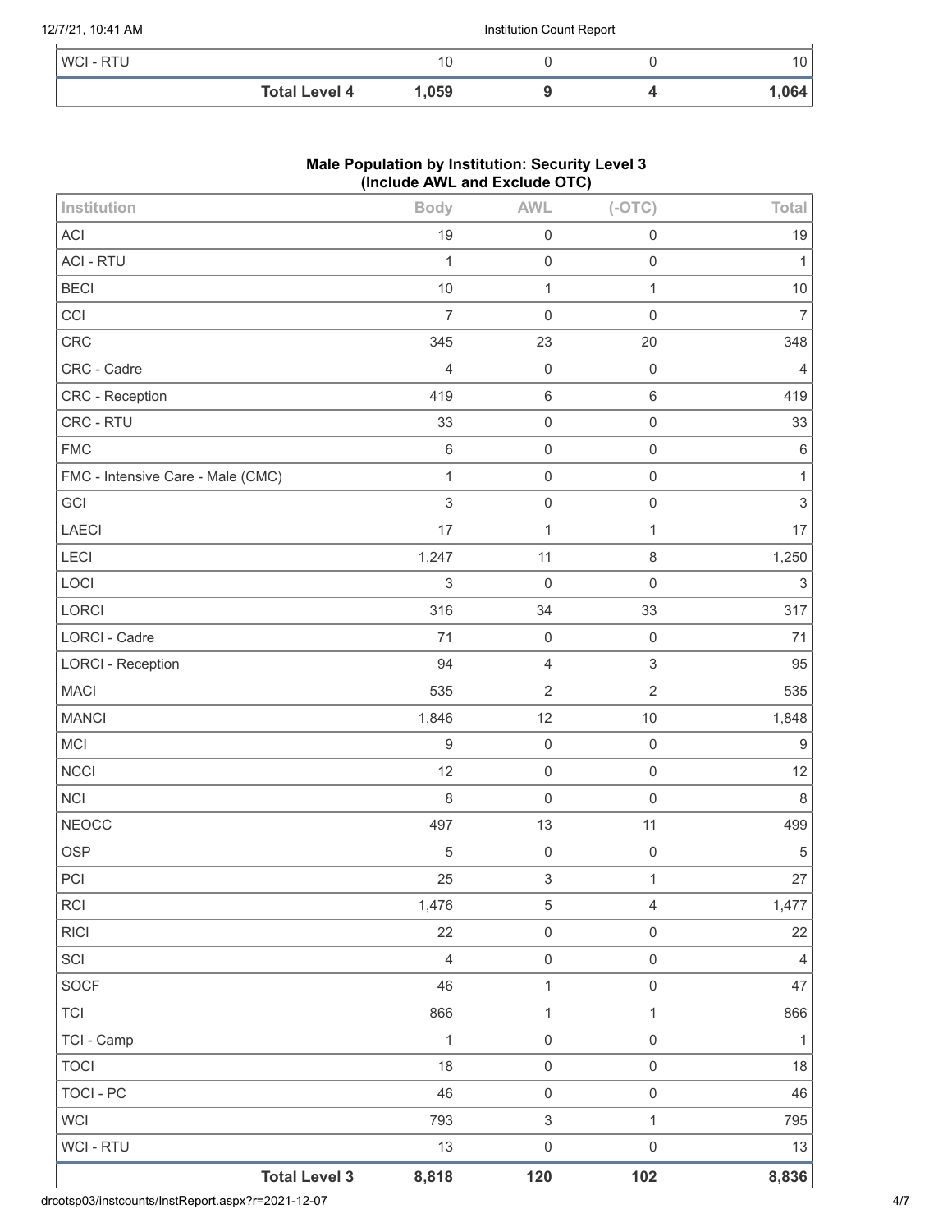| | | | | |
|---|---|---|---|---|
| WCI - RTU | 10 | 0 | 0 | 10 |
| **Total Level 4** | **1,059** | **9** | **4** | **1,064** |

**Male Population by Institution: Security Level 3**
**(Include AWL and Exclude OTC)**

| Institution | Body | AWL | (-OTC) | Total |
|---|---|---|---|---|
| ACI | 19 | 0 | 0 | 19 |
| ACI - RTU | 1 | 0 | 0 | 1 |
| BECI | 10 | 1 | 1 | 10 |
| CCI | 7 | 0 | 0 | 7 |
| CRC | 345 | 23 | 20 | 348 |
| CRC - Cadre | 4 | 0 | 0 | 4 |
| CRC - Reception | 419 | 6 | 6 | 419 |
| CRC - RTU | 33 | 0 | 0 | 33 |
| FMC | 6 | 0 | 0 | 6 |
| FMC - Intensive Care - Male (CMC) | 1 | 0 | 0 | 1 |
| GCI | 3 | 0 | 0 | 3 |
| LAECI | 17 | 1 | 1 | 17 |
| LECI | 1,247 | 11 | 8 | 1,250 |
| LOCI | 3 | 0 | 0 | 3 |
| LORCI | 316 | 34 | 33 | 317 |
| LORCI - Cadre | 71 | 0 | 0 | 71 |
| LORCI - Reception | 94 | 4 | 3 | 95 |
| MACI | 535 | 2 | 2 | 535 |
| MANCI | 1,846 | 12 | 10 | 1,848 |
| MCI | 9 | 0 | 0 | 9 |
| NCCI | 12 | 0 | 0 | 12 |
| NCI | 8 | 0 | 0 | 8 |
| NEOCC | 497 | 13 | 11 | 499 |
| OSP | 5 | 0 | 0 | 5 |
| PCI | 25 | 3 | 1 | 27 |
| RCI | 1,476 | 5 | 4 | 1,477 |
| RICI | 22 | 0 | 0 | 22 |
| SCI | 4 | 0 | 0 | 4 |
| SOCF | 46 | 1 | 0 | 47 |
| TCI | 866 | 1 | 1 | 866 |
| TCI - Camp | 1 | 0 | 0 | 1 |
| TOCI | 18 | 0 | 0 | 18 |
| TOCI - PC | 46 | 0 | 0 | 46 |
| WCI | 793 | 3 | 1 | 795 |
| WCI - RTU | 13 | 0 | 0 | 13 |
| **Total Level 3** | **8,818** | **120** | **102** | **8,836** |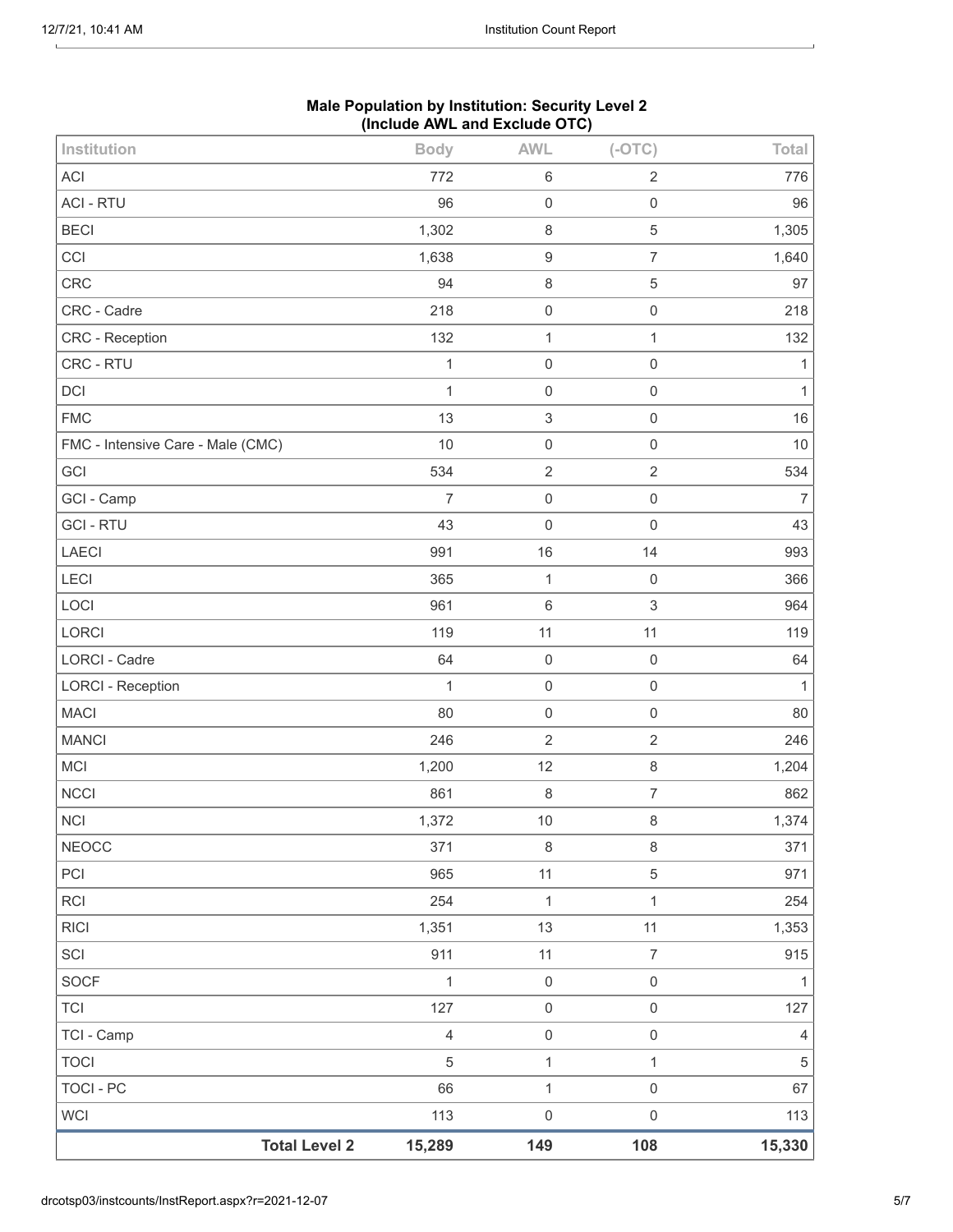**Male Population by Institution: Security Level 2 (Include AWL and Exclude OTC)**

| Institution | Body | AWL | (-OTC) | Total |
|---|---|---|---|---|
| ACI | 772 | 6 | 2 | 776 |
| ACI - RTU | 96 | 0 | 0 | 96 |
| BECI | 1,302 | 8 | 5 | 1,305 |
| CCI | 1,638 | 9 | 7 | 1,640 |
| CRC | 94 | 8 | 5 | 97 |
| CRC - Cadre | 218 | 0 | 0 | 218 |
| CRC - Reception | 132 | 1 | 1 | 132 |
| CRC - RTU | 1 | 0 | 0 | 1 |
| DCI | 1 | 0 | 0 | 1 |
| FMC | 13 | 3 | 0 | 16 |
| FMC - Intensive Care - Male (CMC) | 10 | 0 | 0 | 10 |
| GCI | 534 | 2 | 2 | 534 |
| GCI - Camp | 7 | 0 | 0 | 7 |
| GCI - RTU | 43 | 0 | 0 | 43 |
| LAECI | 991 | 16 | 14 | 993 |
| LECI | 365 | 1 | 0 | 366 |
| LOCI | 961 | 6 | 3 | 964 |
| LORCI | 119 | 11 | 11 | 119 |
| LORCI - Cadre | 64 | 0 | 0 | 64 |
| LORCI - Reception | 1 | 0 | 0 | 1 |
| MACI | 80 | 0 | 0 | 80 |
| MANCI | 246 | 2 | 2 | 246 |
| MCI | 1,200 | 12 | 8 | 1,204 |
| NCCI | 861 | 8 | 7 | 862 |
| NCI | 1,372 | 10 | 8 | 1,374 |
| NEOCC | 371 | 8 | 8 | 371 |
| PCI | 965 | 11 | 5 | 971 |
| RCI | 254 | 1 | 1 | 254 |
| RICI | 1,351 | 13 | 11 | 1,353 |
| SCI | 911 | 11 | 7 | 915 |
| SOCF | 1 | 0 | 0 | 1 |
| TCI | 127 | 0 | 0 | 127 |
| TCI - Camp | 4 | 0 | 0 | 4 |
| TOCI | 5 | 1 | 1 | 5 |
| TOCI - PC | 66 | 1 | 0 | 67 |
| WCI | 113 | 0 | 0 | 113 |
| **Total Level 2** | **15,289** | **149** | **108** | **15,330** |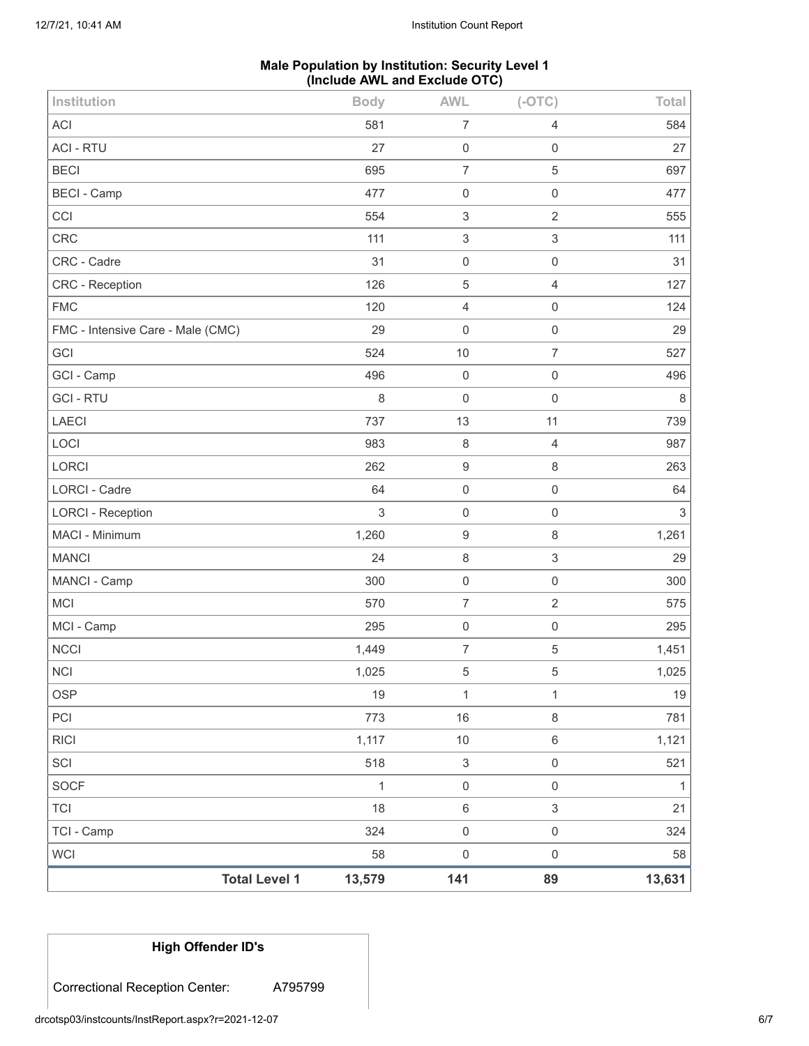**Male Population by Institution: Security Level 1 (Include AWL and Exclude OTC)**

| Institution | Body | AWL | (-OTC) | Total |
|---|---|---|---|---|
| ACI | 581 | 7 | 4 | 584 |
| ACI - RTU | 27 | 0 | 0 | 27 |
| BECI | 695 | 7 | 5 | 697 |
| BECI - Camp | 477 | 0 | 0 | 477 |
| CCI | 554 | 3 | 2 | 555 |
| CRC | 111 | 3 | 3 | 111 |
| CRC - Cadre | 31 | 0 | 0 | 31 |
| CRC - Reception | 126 | 5 | 4 | 127 |
| FMC | 120 | 4 | 0 | 124 |
| FMC - Intensive Care - Male (CMC) | 29 | 0 | 0 | 29 |
| GCI | 524 | 10 | 7 | 527 |
| GCI - Camp | 496 | 0 | 0 | 496 |
| GCI - RTU | 8 | 0 | 0 | 8 |
| LAECI | 737 | 13 | 11 | 739 |
| LOCI | 983 | 8 | 4 | 987 |
| LORCI | 262 | 9 | 8 | 263 |
| LORCI - Cadre | 64 | 0 | 0 | 64 |
| LORCI - Reception | 3 | 0 | 0 | 3 |
| MACI - Minimum | 1,260 | 9 | 8 | 1,261 |
| MANCI | 24 | 8 | 3 | 29 |
| MANCI - Camp | 300 | 0 | 0 | 300 |
| MCI | 570 | 7 | 2 | 575 |
| MCI - Camp | 295 | 0 | 0 | 295 |
| NCCI | 1,449 | 7 | 5 | 1,451 |
| NCI | 1,025 | 5 | 5 | 1,025 |
| OSP | 19 | 1 | 1 | 19 |
| PCI | 773 | 16 | 8 | 781 |
| RICI | 1,117 | 10 | 6 | 1,121 |
| SCI | 518 | 3 | 0 | 521 |
| SOCF | 1 | 0 | 0 | 1 |
| TCI | 18 | 6 | 3 | 21 |
| TCI - Camp | 324 | 0 | 0 | 324 |
| WCI | 58 | 0 | 0 | 58 |
| **Total Level 1** | **13,579** | **141** | **89** | **13,631** |

| High Offender ID's | |
|---|---|
| Correctional Reception Center: | A795799 |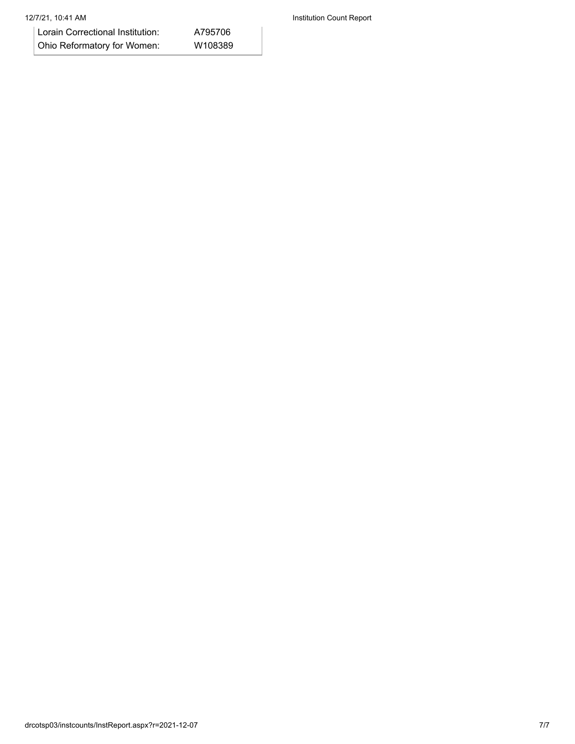| | |
|---|---|
| Lorain Correctional Institution: | A795706 |
| Ohio Reformatory for Women: | W108389 |